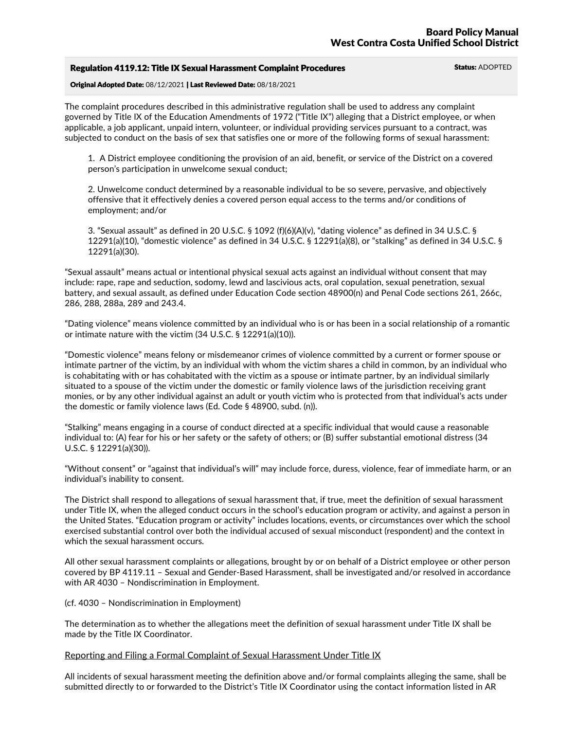# Board Policy Manual
# West Contra Costa Unified School District

**Regulation 4119.12: Title IX Sexual Harassment Complaint Procedures** **Status:** ADOPTED

**Original Adopted Date:** 08/12/2021 | **Last Reviewed Date:** 08/18/2021

The complaint procedures described in this administrative regulation shall be used to address any complaint governed by Title IX of the Education Amendments of 1972 ("Title IX") alleging that a District employee, or when applicable, a job applicant, unpaid intern, volunteer, or individual providing services pursuant to a contract, was subjected to conduct on the basis of sex that satisfies one or more of the following forms of sexual harassment:

1. A District employee conditioning the provision of an aid, benefit, or service of the District on a covered person's participation in unwelcome sexual conduct;

2. Unwelcome conduct determined by a reasonable individual to be so severe, pervasive, and objectively offensive that it effectively denies a covered person equal access to the terms and/or conditions of employment; and/or

3. "Sexual assault" as defined in 20 U.S.C. § 1092 (f)(6)(A)(v), "dating violence" as defined in 34 U.S.C. § 12291(a)(10), "domestic violence" as defined in 34 U.S.C. § 12291(a)(8), or "stalking" as defined in 34 U.S.C. § 12291(a)(30).

"Sexual assault" means actual or intentional physical sexual acts against an individual without consent that may include: rape, rape and seduction, sodomy, lewd and lascivious acts, oral copulation, sexual penetration, sexual battery, and sexual assault, as defined under Education Code section 48900(n) and Penal Code sections 261, 266c, 286, 288, 288a, 289 and 243.4.

"Dating violence" means violence committed by an individual who is or has been in a social relationship of a romantic or intimate nature with the victim (34 U.S.C. § 12291(a)(10)).

"Domestic violence" means felony or misdemeanor crimes of violence committed by a current or former spouse or intimate partner of the victim, by an individual with whom the victim shares a child in common, by an individual who is cohabitating with or has cohabitated with the victim as a spouse or intimate partner, by an individual similarly situated to a spouse of the victim under the domestic or family violence laws of the jurisdiction receiving grant monies, or by any other individual against an adult or youth victim who is protected from that individual's acts under the domestic or family violence laws (Ed. Code § 48900, subd. (n)).

"Stalking" means engaging in a course of conduct directed at a specific individual that would cause a reasonable individual to: (A) fear for his or her safety or the safety of others; or (B) suffer substantial emotional distress (34 U.S.C. § 12291(a)(30)).

"Without consent" or "against that individual's will" may include force, duress, violence, fear of immediate harm, or an individual's inability to consent.

The District shall respond to allegations of sexual harassment that, if true, meet the definition of sexual harassment under Title IX, when the alleged conduct occurs in the school's education program or activity, and against a person in the United States. "Education program or activity" includes locations, events, or circumstances over which the school exercised substantial control over both the individual accused of sexual misconduct (respondent) and the context in which the sexual harassment occurs.

All other sexual harassment complaints or allegations, brought by or on behalf of a District employee or other person covered by BP 4119.11 – Sexual and Gender-Based Harassment, shall be investigated and/or resolved in accordance with AR 4030 – Nondiscrimination in Employment.

(cf. 4030 – Nondiscrimination in Employment)

The determination as to whether the allegations meet the definition of sexual harassment under Title IX shall be made by the Title IX Coordinator.

## Reporting and Filing a Formal Complaint of Sexual Harassment Under Title IX

All incidents of sexual harassment meeting the definition above and/or formal complaints alleging the same, shall be submitted directly to or forwarded to the District's Title IX Coordinator using the contact information listed in AR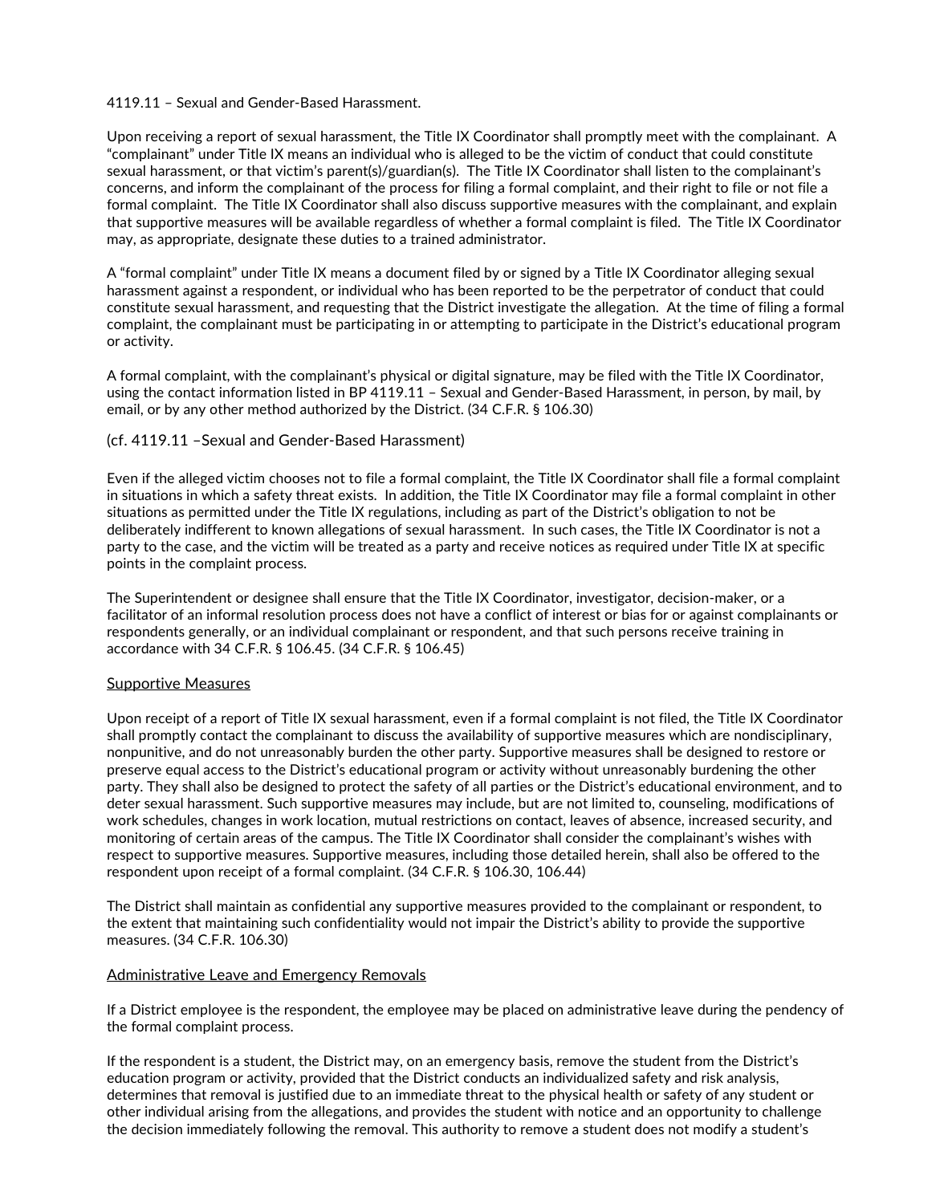4119.11 – Sexual and Gender-Based Harassment.

Upon receiving a report of sexual harassment, the Title IX Coordinator shall promptly meet with the complainant. A "complainant" under Title IX means an individual who is alleged to be the victim of conduct that could constitute sexual harassment, or that victim's parent(s)/guardian(s). The Title IX Coordinator shall listen to the complainant's concerns, and inform the complainant of the process for filing a formal complaint, and their right to file or not file a formal complaint. The Title IX Coordinator shall also discuss supportive measures with the complainant, and explain that supportive measures will be available regardless of whether a formal complaint is filed. The Title IX Coordinator may, as appropriate, designate these duties to a trained administrator.

A "formal complaint" under Title IX means a document filed by or signed by a Title IX Coordinator alleging sexual harassment against a respondent, or individual who has been reported to be the perpetrator of conduct that could constitute sexual harassment, and requesting that the District investigate the allegation. At the time of filing a formal complaint, the complainant must be participating in or attempting to participate in the District's educational program or activity.

A formal complaint, with the complainant's physical or digital signature, may be filed with the Title IX Coordinator, using the contact information listed in BP 4119.11 – Sexual and Gender-Based Harassment, in person, by mail, by email, or by any other method authorized by the District. (34 C.F.R. § 106.30)

(cf. 4119.11 –Sexual and Gender-Based Harassment)

Even if the alleged victim chooses not to file a formal complaint, the Title IX Coordinator shall file a formal complaint in situations in which a safety threat exists. In addition, the Title IX Coordinator may file a formal complaint in other situations as permitted under the Title IX regulations, including as part of the District's obligation to not be deliberately indifferent to known allegations of sexual harassment. In such cases, the Title IX Coordinator is not a party to the case, and the victim will be treated as a party and receive notices as required under Title IX at specific points in the complaint process.

The Superintendent or designee shall ensure that the Title IX Coordinator, investigator, decision-maker, or a facilitator of an informal resolution process does not have a conflict of interest or bias for or against complainants or respondents generally, or an individual complainant or respondent, and that such persons receive training in accordance with 34 C.F.R. § 106.45. (34 C.F.R. § 106.45)

## Supportive Measures

Upon receipt of a report of Title IX sexual harassment, even if a formal complaint is not filed, the Title IX Coordinator shall promptly contact the complainant to discuss the availability of supportive measures which are nondisciplinary, nonpunitive, and do not unreasonably burden the other party. Supportive measures shall be designed to restore or preserve equal access to the District's educational program or activity without unreasonably burdening the other party. They shall also be designed to protect the safety of all parties or the District's educational environment, and to deter sexual harassment. Such supportive measures may include, but are not limited to, counseling, modifications of work schedules, changes in work location, mutual restrictions on contact, leaves of absence, increased security, and monitoring of certain areas of the campus. The Title IX Coordinator shall consider the complainant's wishes with respect to supportive measures. Supportive measures, including those detailed herein, shall also be offered to the respondent upon receipt of a formal complaint. (34 C.F.R. § 106.30, 106.44)

The District shall maintain as confidential any supportive measures provided to the complainant or respondent, to the extent that maintaining such confidentiality would not impair the District's ability to provide the supportive measures. (34 C.F.R. 106.30)

## Administrative Leave and Emergency Removals

If a District employee is the respondent, the employee may be placed on administrative leave during the pendency of the formal complaint process.

If the respondent is a student, the District may, on an emergency basis, remove the student from the District's education program or activity, provided that the District conducts an individualized safety and risk analysis, determines that removal is justified due to an immediate threat to the physical health or safety of any student or other individual arising from the allegations, and provides the student with notice and an opportunity to challenge the decision immediately following the removal. This authority to remove a student does not modify a student's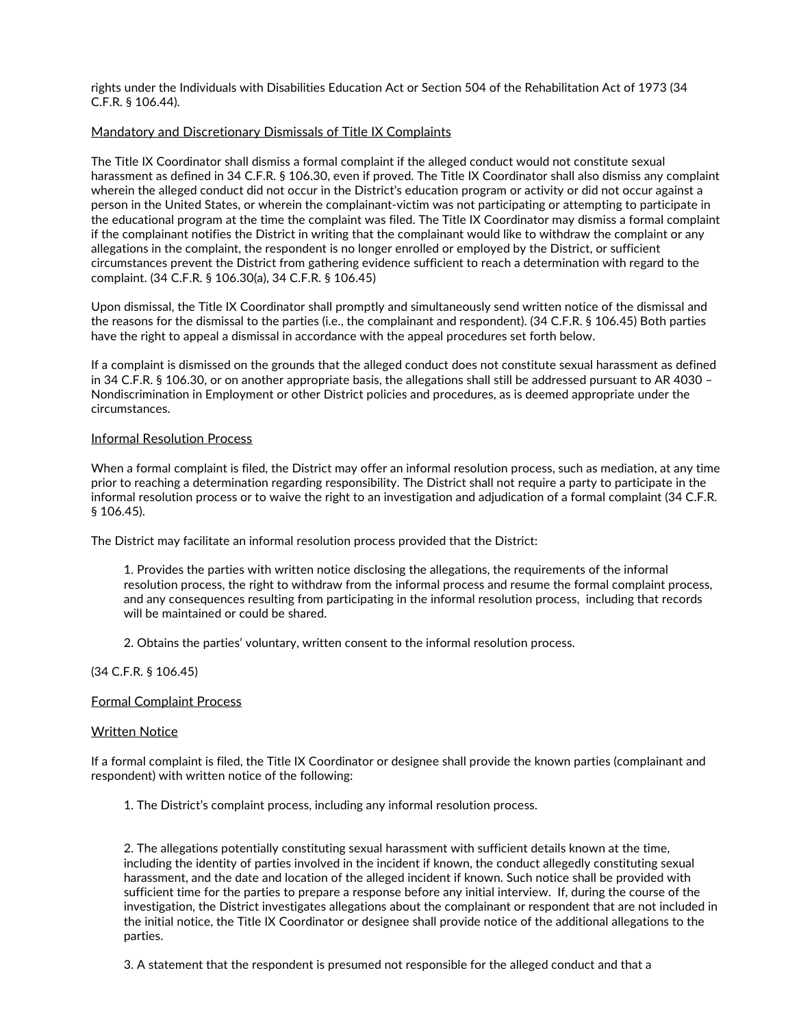rights under the Individuals with Disabilities Education Act or Section 504 of the Rehabilitation Act of 1973 (34 C.F.R. § 106.44).

Mandatory and Discretionary Dismissals of Title IX Complaints

The Title IX Coordinator shall dismiss a formal complaint if the alleged conduct would not constitute sexual harassment as defined in 34 C.F.R. § 106.30, even if proved. The Title IX Coordinator shall also dismiss any complaint wherein the alleged conduct did not occur in the District's education program or activity or did not occur against a person in the United States, or wherein the complainant-victim was not participating or attempting to participate in the educational program at the time the complaint was filed. The Title IX Coordinator may dismiss a formal complaint if the complainant notifies the District in writing that the complainant would like to withdraw the complaint or any allegations in the complaint, the respondent is no longer enrolled or employed by the District, or sufficient circumstances prevent the District from gathering evidence sufficient to reach a determination with regard to the complaint. (34 C.F.R. § 106.30(a), 34 C.F.R. § 106.45)

Upon dismissal, the Title IX Coordinator shall promptly and simultaneously send written notice of the dismissal and the reasons for the dismissal to the parties (i.e., the complainant and respondent). (34 C.F.R. § 106.45) Both parties have the right to appeal a dismissal in accordance with the appeal procedures set forth below.

If a complaint is dismissed on the grounds that the alleged conduct does not constitute sexual harassment as defined in 34 C.F.R. § 106.30, or on another appropriate basis, the allegations shall still be addressed pursuant to AR 4030 – Nondiscrimination in Employment or other District policies and procedures, as is deemed appropriate under the circumstances.

Informal Resolution Process

When a formal complaint is filed, the District may offer an informal resolution process, such as mediation, at any time prior to reaching a determination regarding responsibility. The District shall not require a party to participate in the informal resolution process or to waive the right to an investigation and adjudication of a formal complaint (34 C.F.R. § 106.45).

The District may facilitate an informal resolution process provided that the District:

1. Provides the parties with written notice disclosing the allegations, the requirements of the informal resolution process, the right to withdraw from the informal process and resume the formal complaint process, and any consequences resulting from participating in the informal resolution process, including that records will be maintained or could be shared.

2. Obtains the parties' voluntary, written consent to the informal resolution process.

(34 C.F.R. § 106.45)

Formal Complaint Process

Written Notice

If a formal complaint is filed, the Title IX Coordinator or designee shall provide the known parties (complainant and respondent) with written notice of the following:

1. The District's complaint process, including any informal resolution process.

2. The allegations potentially constituting sexual harassment with sufficient details known at the time, including the identity of parties involved in the incident if known, the conduct allegedly constituting sexual harassment, and the date and location of the alleged incident if known. Such notice shall be provided with sufficient time for the parties to prepare a response before any initial interview. If, during the course of the investigation, the District investigates allegations about the complainant or respondent that are not included in the initial notice, the Title IX Coordinator or designee shall provide notice of the additional allegations to the parties.

3. A statement that the respondent is presumed not responsible for the alleged conduct and that a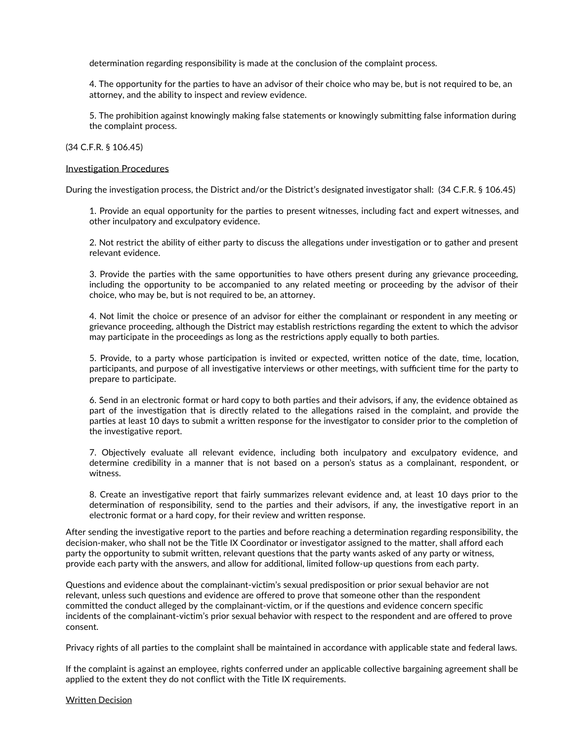determination regarding responsibility is made at the conclusion of the complaint process.

4. The opportunity for the parties to have an advisor of their choice who may be, but is not required to be, an attorney, and the ability to inspect and review evidence.

5. The prohibition against knowingly making false statements or knowingly submitting false information during the complaint process.

(34 C.F.R. § 106.45)

Investigation Procedures

During the investigation process, the District and/or the District's designated investigator shall: (34 C.F.R. § 106.45)

1. Provide an equal opportunity for the parties to present witnesses, including fact and expert witnesses, and other inculpatory and exculpatory evidence.

2. Not restrict the ability of either party to discuss the allegations under investigation or to gather and present relevant evidence.

3. Provide the parties with the same opportunities to have others present during any grievance proceeding, including the opportunity to be accompanied to any related meeting or proceeding by the advisor of their choice, who may be, but is not required to be, an attorney.

4. Not limit the choice or presence of an advisor for either the complainant or respondent in any meeting or grievance proceeding, although the District may establish restrictions regarding the extent to which the advisor may participate in the proceedings as long as the restrictions apply equally to both parties.

5. Provide, to a party whose participation is invited or expected, written notice of the date, time, location, participants, and purpose of all investigative interviews or other meetings, with sufficient time for the party to prepare to participate.

6. Send in an electronic format or hard copy to both parties and their advisors, if any, the evidence obtained as part of the investigation that is directly related to the allegations raised in the complaint, and provide the parties at least 10 days to submit a written response for the investigator to consider prior to the completion of the investigative report.

7. Objectively evaluate all relevant evidence, including both inculpatory and exculpatory evidence, and determine credibility in a manner that is not based on a person's status as a complainant, respondent, or witness.

8. Create an investigative report that fairly summarizes relevant evidence and, at least 10 days prior to the determination of responsibility, send to the parties and their advisors, if any, the investigative report in an electronic format or a hard copy, for their review and written response.

After sending the investigative report to the parties and before reaching a determination regarding responsibility, the decision-maker, who shall not be the Title IX Coordinator or investigator assigned to the matter, shall afford each party the opportunity to submit written, relevant questions that the party wants asked of any party or witness, provide each party with the answers, and allow for additional, limited follow-up questions from each party.

Questions and evidence about the complainant-victim's sexual predisposition or prior sexual behavior are not relevant, unless such questions and evidence are offered to prove that someone other than the respondent committed the conduct alleged by the complainant-victim, or if the questions and evidence concern specific incidents of the complainant-victim's prior sexual behavior with respect to the respondent and are offered to prove consent.

Privacy rights of all parties to the complaint shall be maintained in accordance with applicable state and federal laws.

If the complaint is against an employee, rights conferred under an applicable collective bargaining agreement shall be applied to the extent they do not conflict with the Title IX requirements.

Written Decision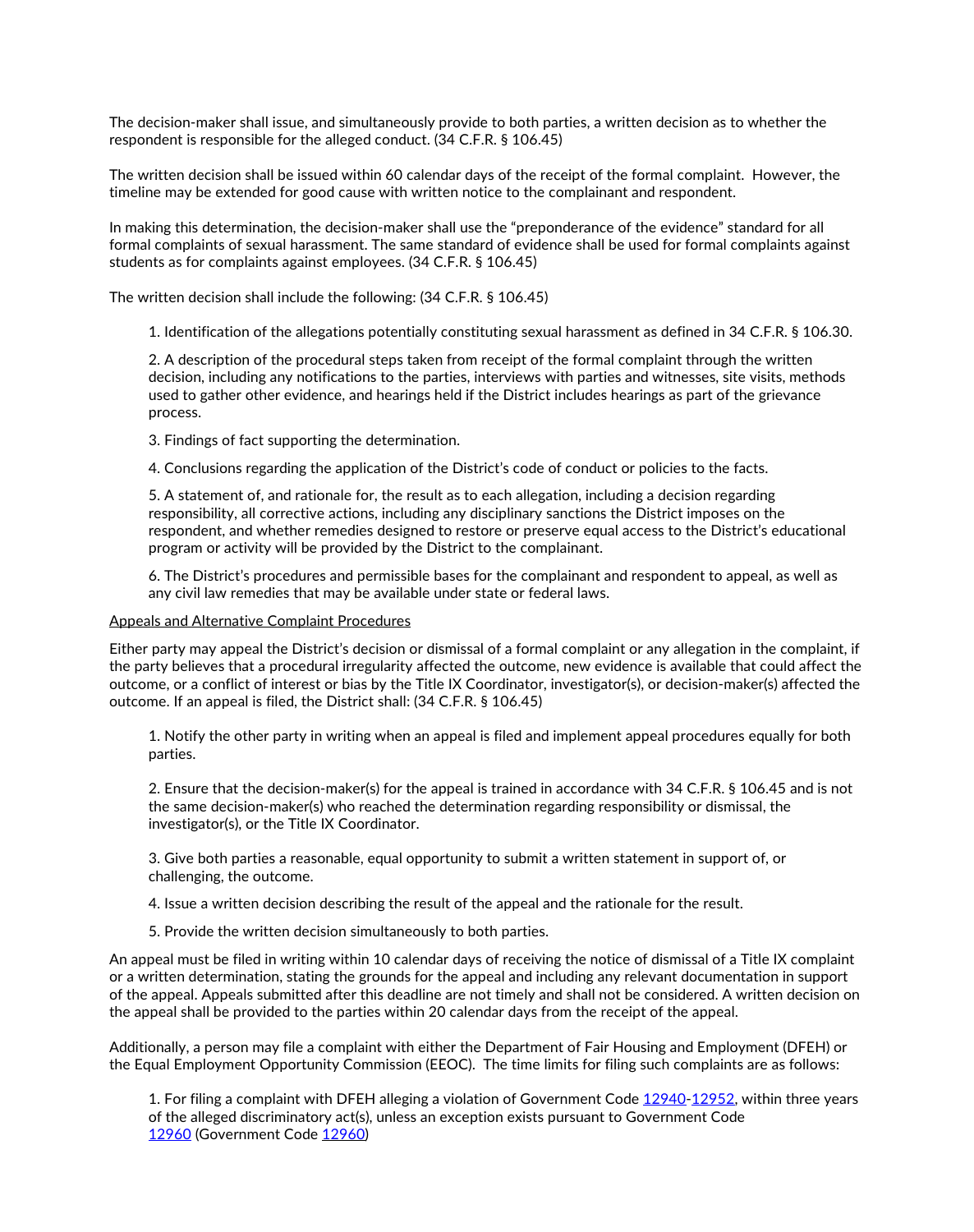The decision-maker shall issue, and simultaneously provide to both parties, a written decision as to whether the respondent is responsible for the alleged conduct. (34 C.F.R. § 106.45)

The written decision shall be issued within 60 calendar days of the receipt of the formal complaint. However, the timeline may be extended for good cause with written notice to the complainant and respondent.

In making this determination, the decision-maker shall use the "preponderance of the evidence" standard for all formal complaints of sexual harassment. The same standard of evidence shall be used for formal complaints against students as for complaints against employees. (34 C.F.R. § 106.45)

The written decision shall include the following: (34 C.F.R. § 106.45)

1. Identification of the allegations potentially constituting sexual harassment as defined in 34 C.F.R. § 106.30.

2. A description of the procedural steps taken from receipt of the formal complaint through the written decision, including any notifications to the parties, interviews with parties and witnesses, site visits, methods used to gather other evidence, and hearings held if the District includes hearings as part of the grievance process.

3. Findings of fact supporting the determination.

4. Conclusions regarding the application of the District's code of conduct or policies to the facts.

5. A statement of, and rationale for, the result as to each allegation, including a decision regarding responsibility, all corrective actions, including any disciplinary sanctions the District imposes on the respondent, and whether remedies designed to restore or preserve equal access to the District's educational program or activity will be provided by the District to the complainant.

6. The District's procedures and permissible bases for the complainant and respondent to appeal, as well as any civil law remedies that may be available under state or federal laws.

<u>Appeals and Alternative Complaint Procedures</u>

Either party may appeal the District's decision or dismissal of a formal complaint or any allegation in the complaint, if the party believes that a procedural irregularity affected the outcome, new evidence is available that could affect the outcome, or a conflict of interest or bias by the Title IX Coordinator, investigator(s), or decision-maker(s) affected the outcome. If an appeal is filed, the District shall: (34 C.F.R. § 106.45)

1. Notify the other party in writing when an appeal is filed and implement appeal procedures equally for both parties.

2. Ensure that the decision-maker(s) for the appeal is trained in accordance with 34 C.F.R. § 106.45 and is not the same decision-maker(s) who reached the determination regarding responsibility or dismissal, the investigator(s), or the Title IX Coordinator.

3. Give both parties a reasonable, equal opportunity to submit a written statement in support of, or challenging, the outcome.

4. Issue a written decision describing the result of the appeal and the rationale for the result.

5. Provide the written decision simultaneously to both parties.

An appeal must be filed in writing within 10 calendar days of receiving the notice of dismissal of a Title IX complaint or a written determination, stating the grounds for the appeal and including any relevant documentation in support of the appeal. Appeals submitted after this deadline are not timely and shall not be considered. A written decision on the appeal shall be provided to the parties within 20 calendar days from the receipt of the appeal.

Additionally, a person may file a complaint with either the Department of Fair Housing and Employment (DFEH) or the Equal Employment Opportunity Commission (EEOC). The time limits for filing such complaints are as follows:

1. For filing a complaint with DFEH alleging a violation of Government Code 12940-12952, within three years of the alleged discriminatory act(s), unless an exception exists pursuant to Government Code 12960 (Government Code 12960)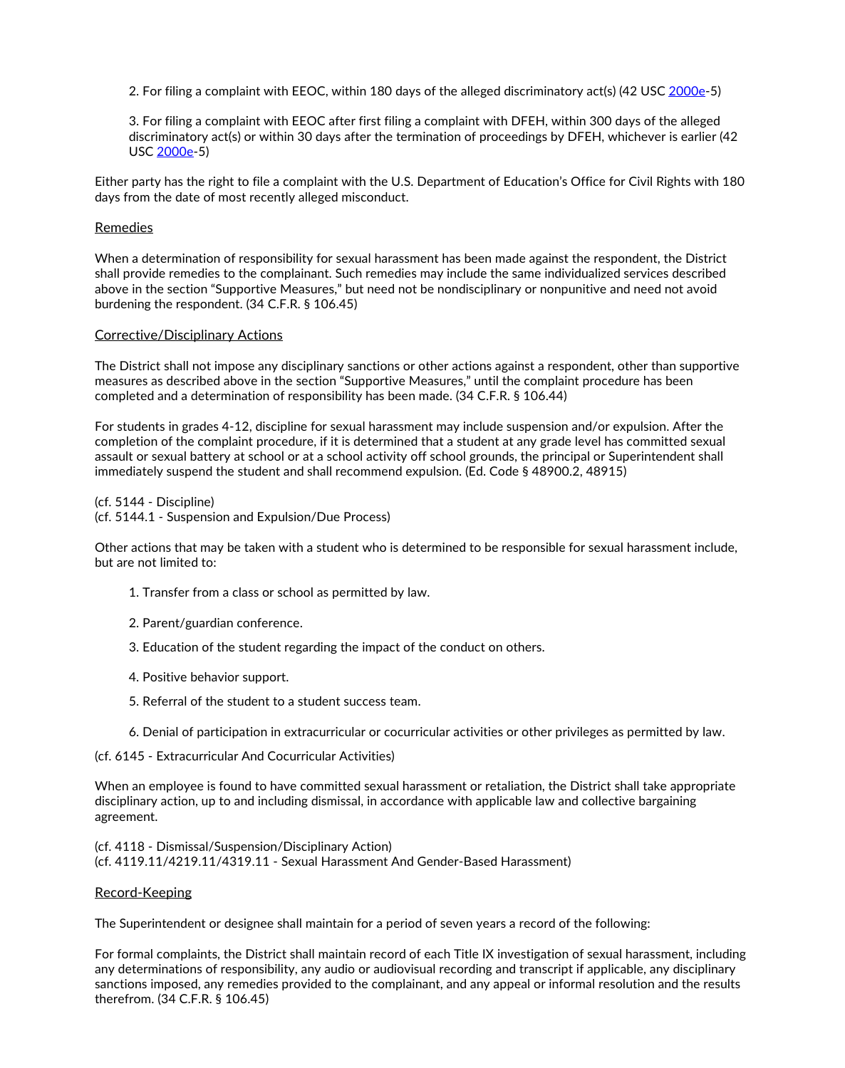2. For filing a complaint with EEOC, within 180 days of the alleged discriminatory act(s) (42 USC 2000e-5)

3. For filing a complaint with EEOC after first filing a complaint with DFEH, within 300 days of the alleged discriminatory act(s) or within 30 days after the termination of proceedings by DFEH, whichever is earlier (42 USC 2000e-5)

Either party has the right to file a complaint with the U.S. Department of Education's Office for Civil Rights with 180 days from the date of most recently alleged misconduct.

## Remedies

When a determination of responsibility for sexual harassment has been made against the respondent, the District shall provide remedies to the complainant. Such remedies may include the same individualized services described above in the section "Supportive Measures," but need not be nondisciplinary or nonpunitive and need not avoid burdening the respondent. (34 C.F.R. § 106.45)

## Corrective/Disciplinary Actions

The District shall not impose any disciplinary sanctions or other actions against a respondent, other than supportive measures as described above in the section "Supportive Measures," until the complaint procedure has been completed and a determination of responsibility has been made. (34 C.F.R. § 106.44)

For students in grades 4-12, discipline for sexual harassment may include suspension and/or expulsion. After the completion of the complaint procedure, if it is determined that a student at any grade level has committed sexual assault or sexual battery at school or at a school activity off school grounds, the principal or Superintendent shall immediately suspend the student and shall recommend expulsion. (Ed. Code § 48900.2, 48915)

(cf. 5144 - Discipline)
(cf. 5144.1 - Suspension and Expulsion/Due Process)

Other actions that may be taken with a student who is determined to be responsible for sexual harassment include, but are not limited to:

1. Transfer from a class or school as permitted by law.
2. Parent/guardian conference.
3. Education of the student regarding the impact of the conduct on others.
4. Positive behavior support.
5. Referral of the student to a student success team.
6. Denial of participation in extracurricular or cocurricular activities or other privileges as permitted by law.

(cf. 6145 - Extracurricular And Cocurricular Activities)

When an employee is found to have committed sexual harassment or retaliation, the District shall take appropriate disciplinary action, up to and including dismissal, in accordance with applicable law and collective bargaining agreement.

(cf. 4118 - Dismissal/Suspension/Disciplinary Action)
(cf. 4119.11/4219.11/4319.11 - Sexual Harassment And Gender-Based Harassment)

## Record-Keeping

The Superintendent or designee shall maintain for a period of seven years a record of the following:

For formal complaints, the District shall maintain record of each Title IX investigation of sexual harassment, including any determinations of responsibility, any audio or audiovisual recording and transcript if applicable, any disciplinary sanctions imposed, any remedies provided to the complainant, and any appeal or informal resolution and the results therefrom. (34 C.F.R. § 106.45)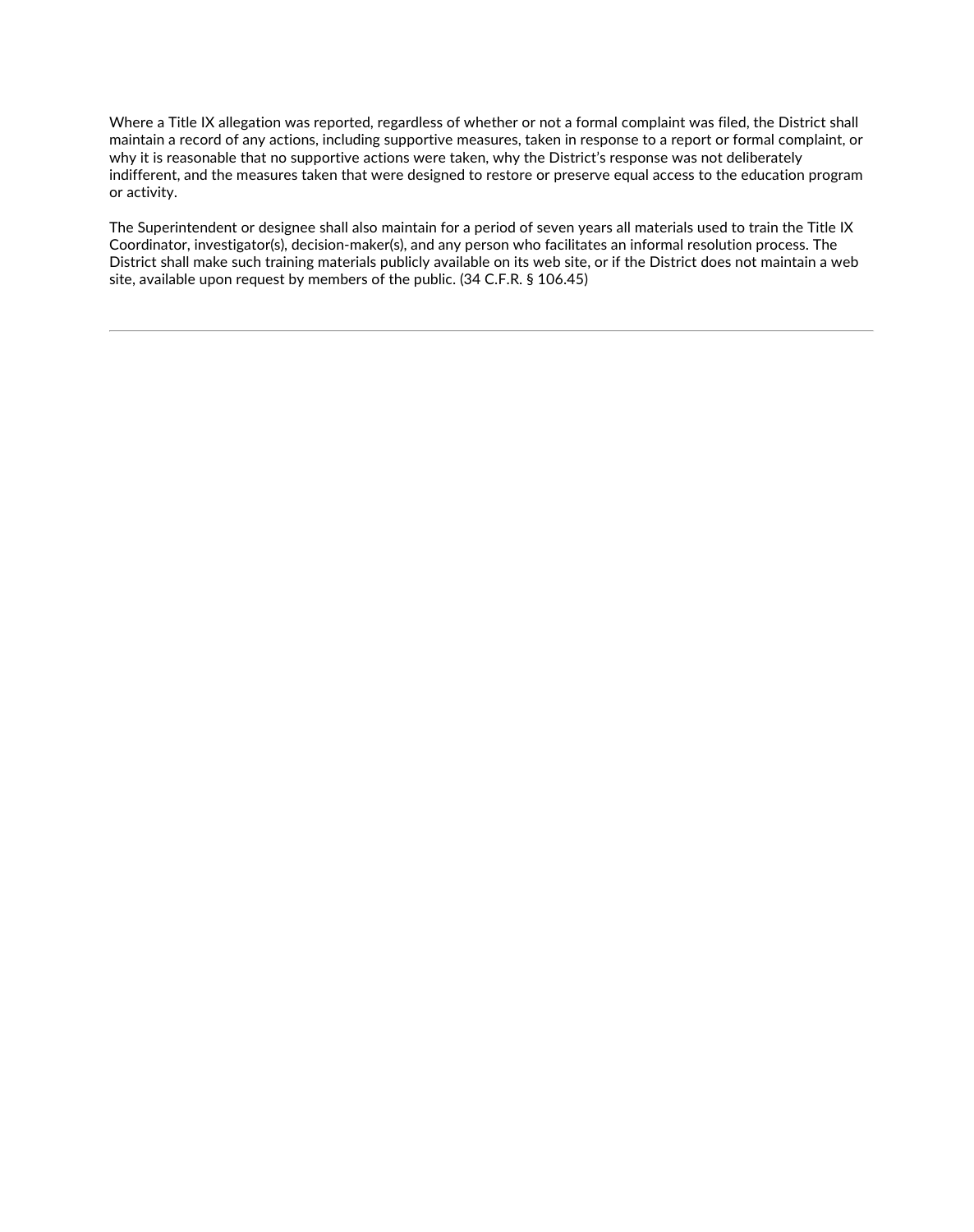Where a Title IX allegation was reported, regardless of whether or not a formal complaint was filed, the District shall maintain a record of any actions, including supportive measures, taken in response to a report or formal complaint, or why it is reasonable that no supportive actions were taken, why the District's response was not deliberately indifferent, and the measures taken that were designed to restore or preserve equal access to the education program or activity.

The Superintendent or designee shall also maintain for a period of seven years all materials used to train the Title IX Coordinator, investigator(s), decision-maker(s), and any person who facilitates an informal resolution process. The District shall make such training materials publicly available on its web site, or if the District does not maintain a web site, available upon request by members of the public. (34 C.F.R. § 106.45)

---